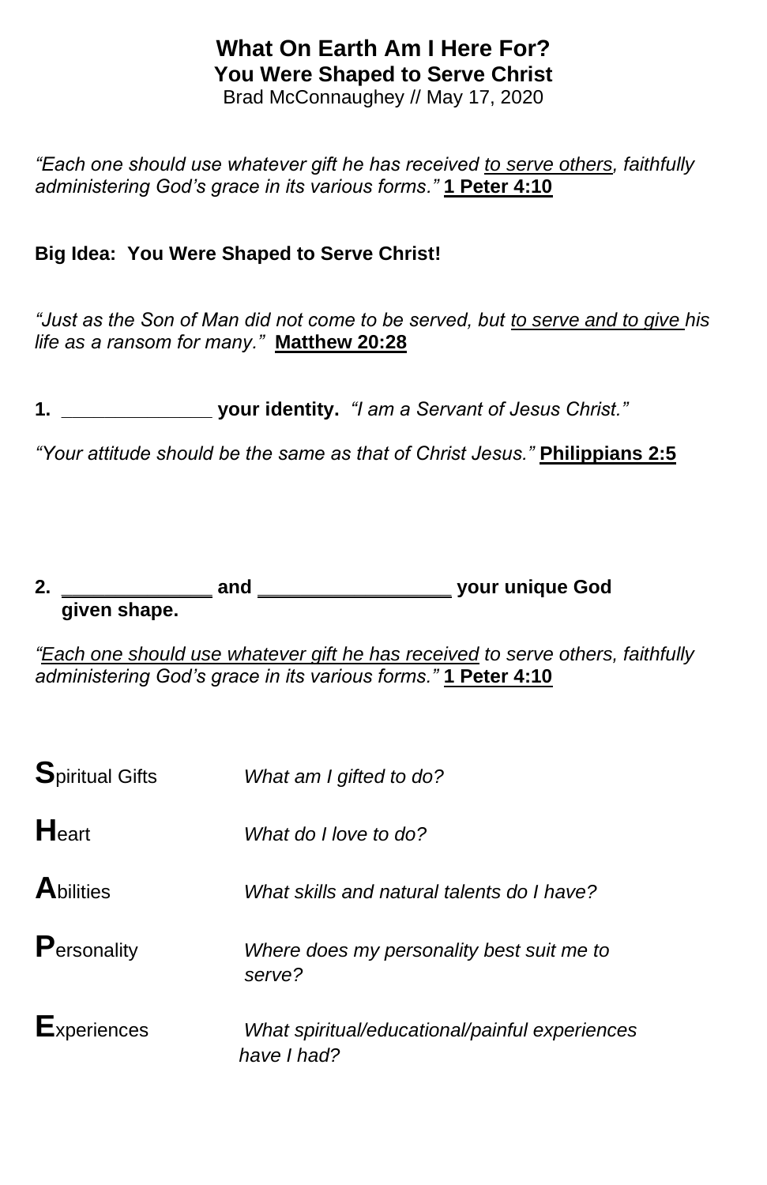# What On Earth Am I Here For?

## You Were Shaped to Serve Christ

Brad McConnaughey // May 17, 2020

*"Each one should use whatever gift he has received <u>to serve others</u>, faithfully administering God's grace in its various forms."* **<u>1 Peter 4:10</u>**

**Big Idea: You Were Shaped to Serve Christ!**

*"Just as the Son of Man did not come to be served, but <u>to serve and to give</u> his life as a ransom for many."* **<u>Matthew 20:28</u>**

**1. ______________ your identity.** *"I am a Servant of Jesus Christ."*

*"Your attitude should be the same as that of Christ Jesus."* **<u>Philippians 2:5</u>**

**2. ______________ and __________________ your unique God given shape.**

*"<u>Each one should use whatever gift he has received</u> to serve others, faithfully administering God's grace in its various forms."* **<u>1 Peter 4:10</u>**

| | |
|---|---|
| **S**piritual Gifts | *What am I gifted to do?* |
| **H**eart | *What do I love to do?* |
| **A**bilities | *What skills and natural talents do I have?* |
| **P**ersonality | *Where does my personality best suit me to serve?* |
| **E**xperiences | *What spiritual/educational/painful experiences have I had?* |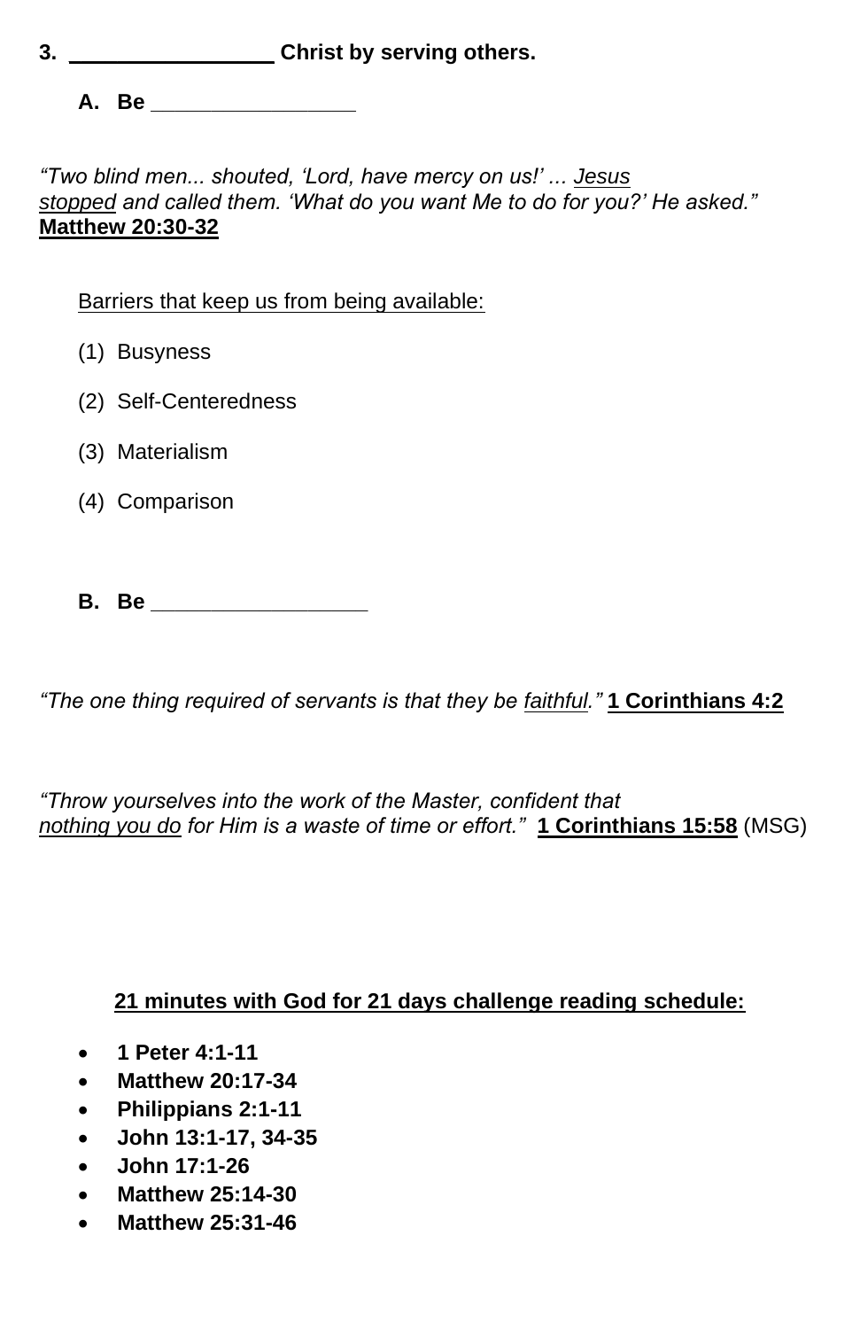**3. \_\_\_\_\_\_\_\_\_\_\_\_\_\_\_\_\_ Christ by serving others.**

**A. Be \_\_\_\_\_\_\_\_\_\_\_\_\_\_\_\_\_**

*"Two blind men... shouted, 'Lord, have mercy on us!' ... <u>Jesus stopped</u> and called them. 'What do you want Me to do for you?' He asked."* **<u>Matthew 20:30-32</u>**

<u>Barriers that keep us from being available:</u>

(1) Busyness

(2) Self-Centeredness

(3) Materialism

(4) Comparison

**B. Be \_\_\_\_\_\_\_\_\_\_\_\_\_\_\_\_\_\_**

*"The one thing required of servants is that they be <u>faithful</u>."* **<u>1 Corinthians 4:2</u>**

*"Throw yourselves into the work of the Master, confident that <u>nothing you do</u> for Him is a waste of time or effort."* **<u>1 Corinthians 15:58</u>** (MSG)

**<u>21 minutes with God for 21 days challenge reading schedule:</u>**

- **1 Peter 4:1-11**
- **Matthew 20:17-34**
- **Philippians 2:1-11**
- **John 13:1-17, 34-35**
- **John 17:1-26**
- **Matthew 25:14-30**
- **Matthew 25:31-46**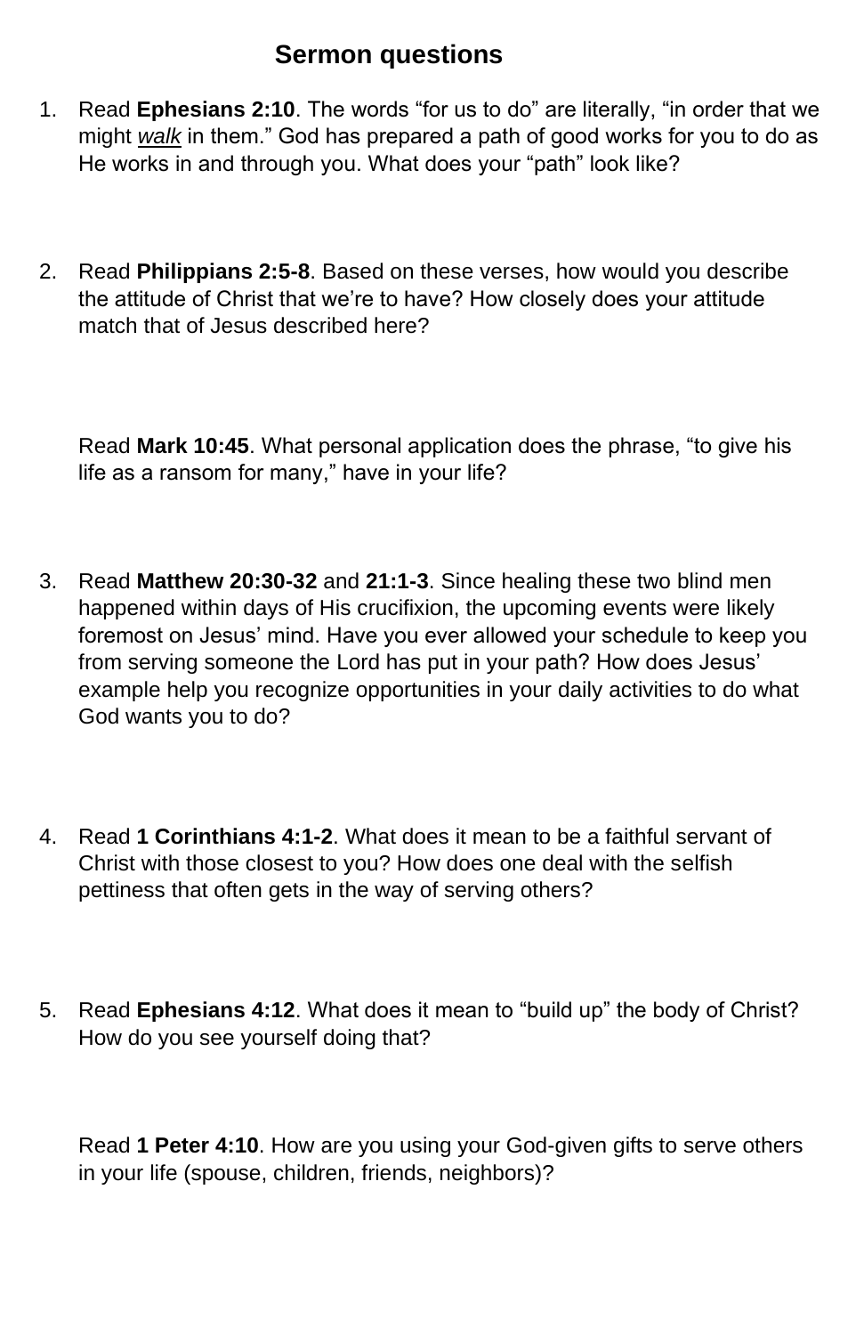# Sermon questions

1. Read **Ephesians 2:10**. The words "for us to do" are literally, "in order that we might *walk* in them." God has prepared a path of good works for you to do as He works in and through you. What does your "path" look like?

2. Read **Philippians 2:5-8**. Based on these verses, how would you describe the attitude of Christ that we're to have? How closely does your attitude match that of Jesus described here?

   Read **Mark 10:45**. What personal application does the phrase, "to give his life as a ransom for many," have in your life?

3. Read **Matthew 20:30-32** and **21:1-3**. Since healing these two blind men happened within days of His crucifixion, the upcoming events were likely foremost on Jesus' mind. Have you ever allowed your schedule to keep you from serving someone the Lord has put in your path? How does Jesus' example help you recognize opportunities in your daily activities to do what God wants you to do?

4. Read **1 Corinthians 4:1-2**. What does it mean to be a faithful servant of Christ with those closest to you? How does one deal with the selfish pettiness that often gets in the way of serving others?

5. Read **Ephesians 4:12**. What does it mean to "build up" the body of Christ? How do you see yourself doing that?

   Read **1 Peter 4:10**. How are you using your God-given gifts to serve others in your life (spouse, children, friends, neighbors)?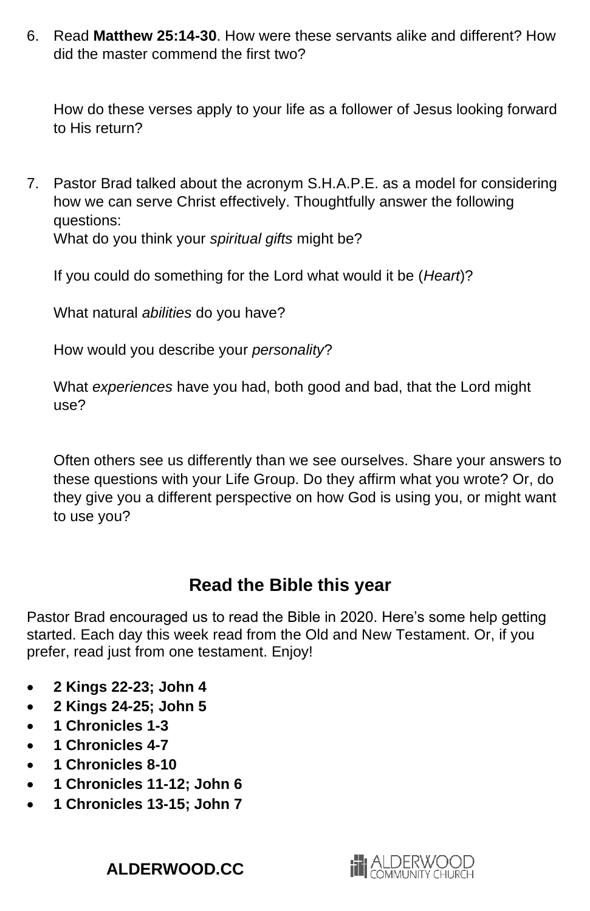6. Read **Matthew 25:14-30**. How were these servants alike and different? How did the master commend the first two?

   How do these verses apply to your life as a follower of Jesus looking forward to His return?

7. Pastor Brad talked about the acronym S.H.A.P.E. as a model for considering how we can serve Christ effectively. Thoughtfully answer the following questions:
   What do you think your *spiritual gifts* might be?

   If you could do something for the Lord what would it be (*Heart*)?

   What natural *abilities* do you have?

   How would you describe your *personality*?

   What *experiences* have you had, both good and bad, that the Lord might use?

   Often others see us differently than we see ourselves. Share your answers to these questions with your Life Group. Do they affirm what you wrote? Or, do they give you a different perspective on how God is using you, or might want to use you?

## Read the Bible this year

Pastor Brad encouraged us to read the Bible in 2020. Here's some help getting started. Each day this week read from the Old and New Testament. Or, if you prefer, read just from one testament. Enjoy!

- **2 Kings 22-23; John 4**
- **2 Kings 24-25; John 5**
- **1 Chronicles 1-3**
- **1 Chronicles 4-7**
- **1 Chronicles 8-10**
- **1 Chronicles 11-12; John 6**
- **1 Chronicles 13-15; John 7**

**ALDERWOOD.CC**

ALDERWOOD COMMUNITY CHURCH